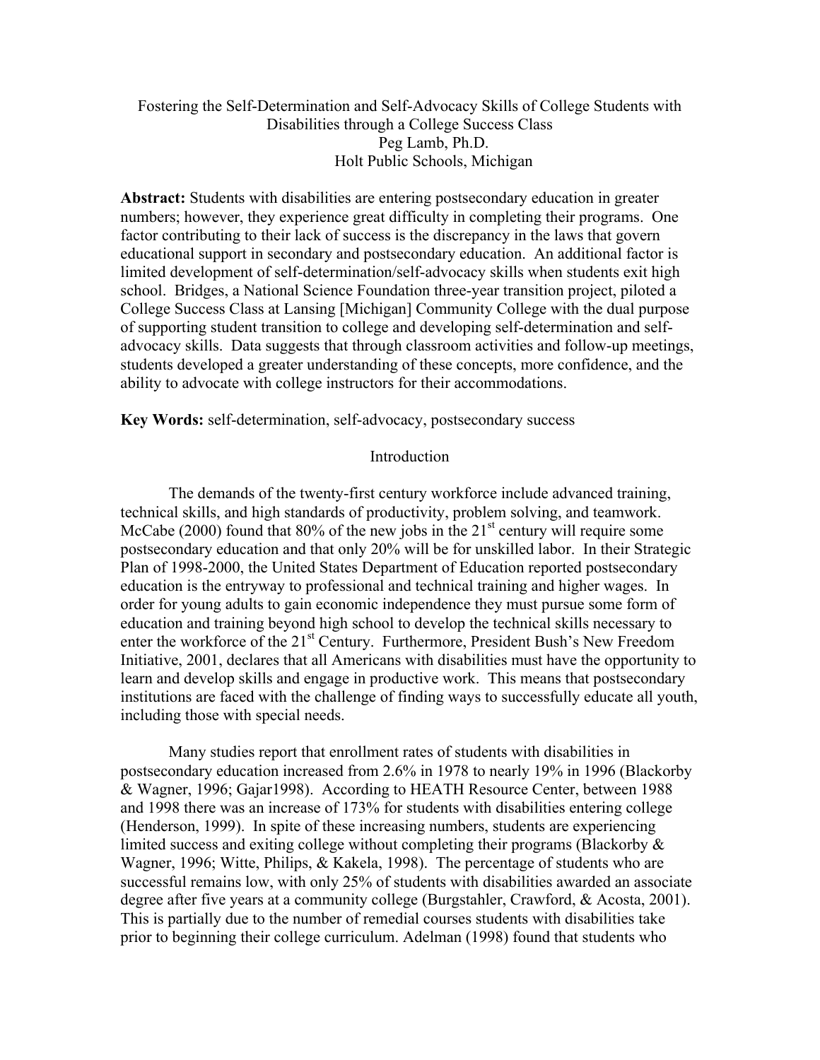# Fostering the Self-Determination and Self-Advocacy Skills of College Students with Disabilities through a College Success Class

Peg Lamb, Ph.D.

Holt Public Schools, Michigan

**Abstract:** Students with disabilities are entering postsecondary education in greater numbers; however, they experience great difficulty in completing their programs. One factor contributing to their lack of success is the discrepancy in the laws that govern educational support in secondary and postsecondary education. An additional factor is limited development of self-determination/self-advocacy skills when students exit high school. Bridges, a National Science Foundation three-year transition project, piloted a College Success Class at Lansing [Michigan] Community College with the dual purpose of supporting student transition to college and developing self-determination and self-advocacy skills. Data suggests that through classroom activities and follow-up meetings, students developed a greater understanding of these concepts, more confidence, and the ability to advocate with college instructors for their accommodations.

**Key Words:** self-determination, self-advocacy, postsecondary success

## Introduction

The demands of the twenty-first century workforce include advanced training, technical skills, and high standards of productivity, problem solving, and teamwork. McCabe (2000) found that 80% of the new jobs in the 21st century will require some postsecondary education and that only 20% will be for unskilled labor. In their Strategic Plan of 1998-2000, the United States Department of Education reported postsecondary education is the entryway to professional and technical training and higher wages. In order for young adults to gain economic independence they must pursue some form of education and training beyond high school to develop the technical skills necessary to enter the workforce of the 21st Century. Furthermore, President Bush's New Freedom Initiative, 2001, declares that all Americans with disabilities must have the opportunity to learn and develop skills and engage in productive work. This means that postsecondary institutions are faced with the challenge of finding ways to successfully educate all youth, including those with special needs.

Many studies report that enrollment rates of students with disabilities in postsecondary education increased from 2.6% in 1978 to nearly 19% in 1996 (Blackorby & Wagner, 1996; Gajar1998). According to HEATH Resource Center, between 1988 and 1998 there was an increase of 173% for students with disabilities entering college (Henderson, 1999). In spite of these increasing numbers, students are experiencing limited success and exiting college without completing their programs (Blackorby & Wagner, 1996; Witte, Philips, & Kakela, 1998). The percentage of students who are successful remains low, with only 25% of students with disabilities awarded an associate degree after five years at a community college (Burgstahler, Crawford, & Acosta, 2001). This is partially due to the number of remedial courses students with disabilities take prior to beginning their college curriculum. Adelman (1998) found that students who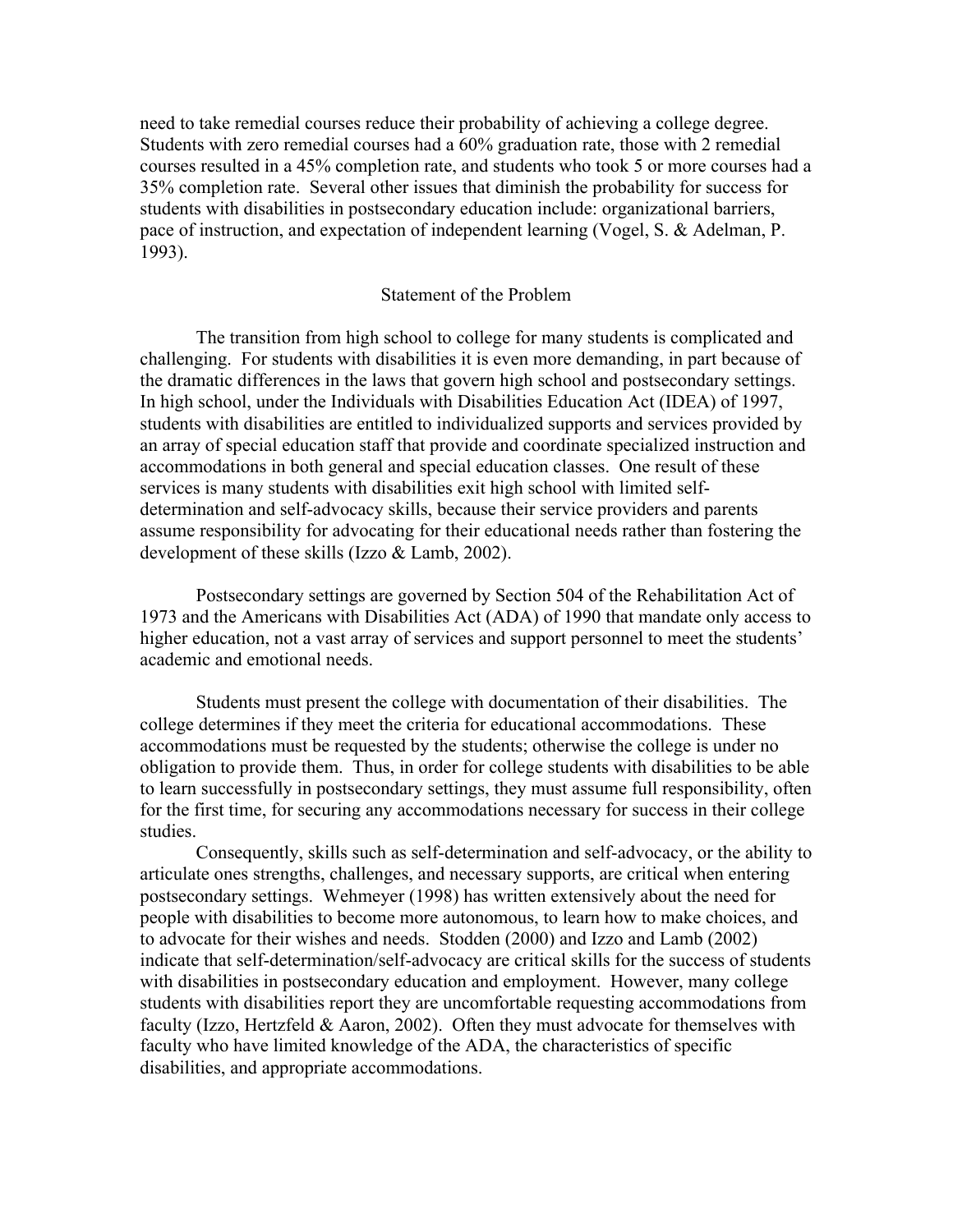need to take remedial courses reduce their probability of achieving a college degree. Students with zero remedial courses had a 60% graduation rate, those with 2 remedial courses resulted in a 45% completion rate, and students who took 5 or more courses had a 35% completion rate. Several other issues that diminish the probability for success for students with disabilities in postsecondary education include: organizational barriers, pace of instruction, and expectation of independent learning (Vogel, S. & Adelman, P. 1993).

## Statement of the Problem

The transition from high school to college for many students is complicated and challenging. For students with disabilities it is even more demanding, in part because of the dramatic differences in the laws that govern high school and postsecondary settings. In high school, under the Individuals with Disabilities Education Act (IDEA) of 1997, students with disabilities are entitled to individualized supports and services provided by an array of special education staff that provide and coordinate specialized instruction and accommodations in both general and special education classes. One result of these services is many students with disabilities exit high school with limited self-determination and self-advocacy skills, because their service providers and parents assume responsibility for advocating for their educational needs rather than fostering the development of these skills (Izzo & Lamb, 2002).

Postsecondary settings are governed by Section 504 of the Rehabilitation Act of 1973 and the Americans with Disabilities Act (ADA) of 1990 that mandate only access to higher education, not a vast array of services and support personnel to meet the students' academic and emotional needs.

Students must present the college with documentation of their disabilities. The college determines if they meet the criteria for educational accommodations. These accommodations must be requested by the students; otherwise the college is under no obligation to provide them. Thus, in order for college students with disabilities to be able to learn successfully in postsecondary settings, they must assume full responsibility, often for the first time, for securing any accommodations necessary for success in their college studies.

Consequently, skills such as self-determination and self-advocacy, or the ability to articulate ones strengths, challenges, and necessary supports, are critical when entering postsecondary settings. Wehmeyer (1998) has written extensively about the need for people with disabilities to become more autonomous, to learn how to make choices, and to advocate for their wishes and needs. Stodden (2000) and Izzo and Lamb (2002) indicate that self-determination/self-advocacy are critical skills for the success of students with disabilities in postsecondary education and employment. However, many college students with disabilities report they are uncomfortable requesting accommodations from faculty (Izzo, Hertzfeld & Aaron, 2002). Often they must advocate for themselves with faculty who have limited knowledge of the ADA, the characteristics of specific disabilities, and appropriate accommodations.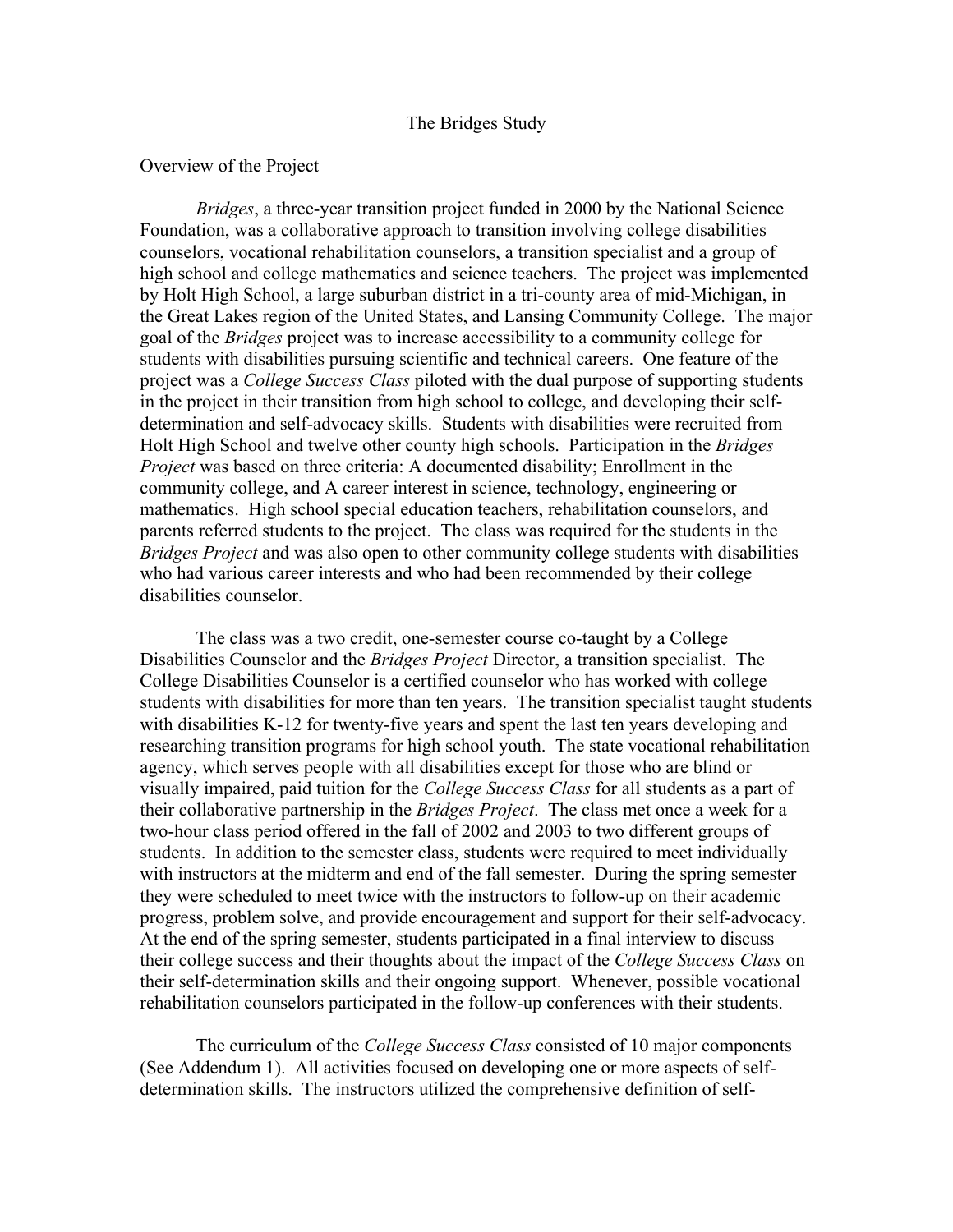# The Bridges Study

## Overview of the Project

*Bridges*, a three-year transition project funded in 2000 by the National Science Foundation, was a collaborative approach to transition involving college disabilities counselors, vocational rehabilitation counselors, a transition specialist and a group of high school and college mathematics and science teachers. The project was implemented by Holt High School, a large suburban district in a tri-county area of mid-Michigan, in the Great Lakes region of the United States, and Lansing Community College. The major goal of the *Bridges* project was to increase accessibility to a community college for students with disabilities pursuing scientific and technical careers. One feature of the project was a *College Success Class* piloted with the dual purpose of supporting students in the project in their transition from high school to college, and developing their self-determination and self-advocacy skills. Students with disabilities were recruited from Holt High School and twelve other county high schools. Participation in the *Bridges Project* was based on three criteria: A documented disability; Enrollment in the community college, and A career interest in science, technology, engineering or mathematics. High school special education teachers, rehabilitation counselors, and parents referred students to the project. The class was required for the students in the *Bridges Project* and was also open to other community college students with disabilities who had various career interests and who had been recommended by their college disabilities counselor.

The class was a two credit, one-semester course co-taught by a College Disabilities Counselor and the *Bridges Project* Director, a transition specialist. The College Disabilities Counselor is a certified counselor who has worked with college students with disabilities for more than ten years. The transition specialist taught students with disabilities K-12 for twenty-five years and spent the last ten years developing and researching transition programs for high school youth. The state vocational rehabilitation agency, which serves people with all disabilities except for those who are blind or visually impaired, paid tuition for the *College Success Class* for all students as a part of their collaborative partnership in the *Bridges Project*. The class met once a week for a two-hour class period offered in the fall of 2002 and 2003 to two different groups of students. In addition to the semester class, students were required to meet individually with instructors at the midterm and end of the fall semester. During the spring semester they were scheduled to meet twice with the instructors to follow-up on their academic progress, problem solve, and provide encouragement and support for their self-advocacy. At the end of the spring semester, students participated in a final interview to discuss their college success and their thoughts about the impact of the *College Success Class* on their self-determination skills and their ongoing support. Whenever, possible vocational rehabilitation counselors participated in the follow-up conferences with their students.

The curriculum of the *College Success Class* consisted of 10 major components (See Addendum 1). All activities focused on developing one or more aspects of self-determination skills. The instructors utilized the comprehensive definition of self-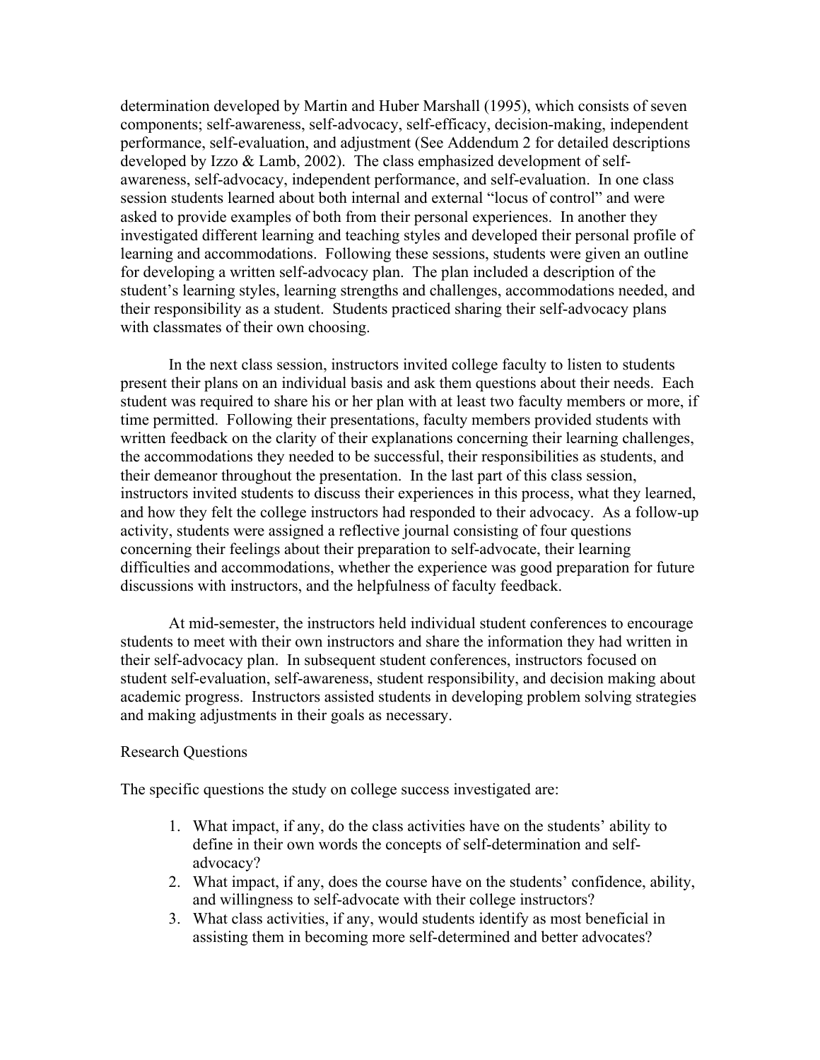determination developed by Martin and Huber Marshall (1995), which consists of seven components; self-awareness, self-advocacy, self-efficacy, decision-making, independent performance, self-evaluation, and adjustment (See Addendum 2 for detailed descriptions developed by Izzo & Lamb, 2002). The class emphasized development of self-awareness, self-advocacy, independent performance, and self-evaluation. In one class session students learned about both internal and external "locus of control" and were asked to provide examples of both from their personal experiences. In another they investigated different learning and teaching styles and developed their personal profile of learning and accommodations. Following these sessions, students were given an outline for developing a written self-advocacy plan. The plan included a description of the student's learning styles, learning strengths and challenges, accommodations needed, and their responsibility as a student. Students practiced sharing their self-advocacy plans with classmates of their own choosing.

In the next class session, instructors invited college faculty to listen to students present their plans on an individual basis and ask them questions about their needs. Each student was required to share his or her plan with at least two faculty members or more, if time permitted. Following their presentations, faculty members provided students with written feedback on the clarity of their explanations concerning their learning challenges, the accommodations they needed to be successful, their responsibilities as students, and their demeanor throughout the presentation. In the last part of this class session, instructors invited students to discuss their experiences in this process, what they learned, and how they felt the college instructors had responded to their advocacy. As a follow-up activity, students were assigned a reflective journal consisting of four questions concerning their feelings about their preparation to self-advocate, their learning difficulties and accommodations, whether the experience was good preparation for future discussions with instructors, and the helpfulness of faculty feedback.

At mid-semester, the instructors held individual student conferences to encourage students to meet with their own instructors and share the information they had written in their self-advocacy plan. In subsequent student conferences, instructors focused on student self-evaluation, self-awareness, student responsibility, and decision making about academic progress. Instructors assisted students in developing problem solving strategies and making adjustments in their goals as necessary.

## Research Questions

The specific questions the study on college success investigated are:

1. What impact, if any, do the class activities have on the students' ability to define in their own words the concepts of self-determination and self-advocacy?
2. What impact, if any, does the course have on the students' confidence, ability, and willingness to self-advocate with their college instructors?
3. What class activities, if any, would students identify as most beneficial in assisting them in becoming more self-determined and better advocates?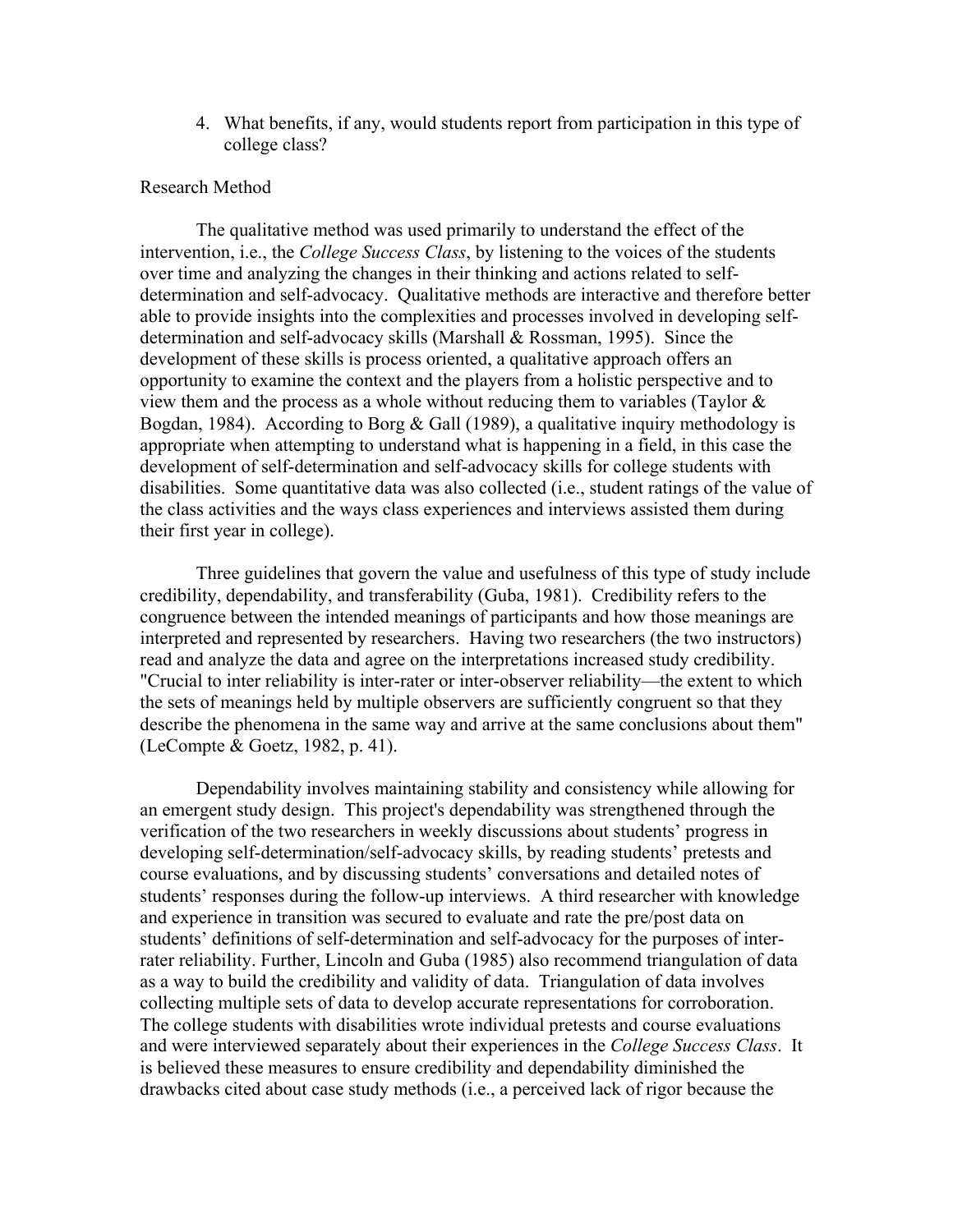4. What benefits, if any, would students report from participation in this type of college class?

## Research Method

The qualitative method was used primarily to understand the effect of the intervention, i.e., the *College Success Class*, by listening to the voices of the students over time and analyzing the changes in their thinking and actions related to self-determination and self-advocacy. Qualitative methods are interactive and therefore better able to provide insights into the complexities and processes involved in developing self-determination and self-advocacy skills (Marshall & Rossman, 1995). Since the development of these skills is process oriented, a qualitative approach offers an opportunity to examine the context and the players from a holistic perspective and to view them and the process as a whole without reducing them to variables (Taylor & Bogdan, 1984). According to Borg & Gall (1989), a qualitative inquiry methodology is appropriate when attempting to understand what is happening in a field, in this case the development of self-determination and self-advocacy skills for college students with disabilities. Some quantitative data was also collected (i.e., student ratings of the value of the class activities and the ways class experiences and interviews assisted them during their first year in college).

Three guidelines that govern the value and usefulness of this type of study include credibility, dependability, and transferability (Guba, 1981). Credibility refers to the congruence between the intended meanings of participants and how those meanings are interpreted and represented by researchers. Having two researchers (the two instructors) read and analyze the data and agree on the interpretations increased study credibility. "Crucial to inter reliability is inter-rater or inter-observer reliability—the extent to which the sets of meanings held by multiple observers are sufficiently congruent so that they describe the phenomena in the same way and arrive at the same conclusions about them" (LeCompte & Goetz, 1982, p. 41).

Dependability involves maintaining stability and consistency while allowing for an emergent study design. This project's dependability was strengthened through the verification of the two researchers in weekly discussions about students' progress in developing self-determination/self-advocacy skills, by reading students' pretests and course evaluations, and by discussing students' conversations and detailed notes of students' responses during the follow-up interviews. A third researcher with knowledge and experience in transition was secured to evaluate and rate the pre/post data on students' definitions of self-determination and self-advocacy for the purposes of inter-rater reliability. Further, Lincoln and Guba (1985) also recommend triangulation of data as a way to build the credibility and validity of data. Triangulation of data involves collecting multiple sets of data to develop accurate representations for corroboration. The college students with disabilities wrote individual pretests and course evaluations and were interviewed separately about their experiences in the *College Success Class*. It is believed these measures to ensure credibility and dependability diminished the drawbacks cited about case study methods (i.e., a perceived lack of rigor because the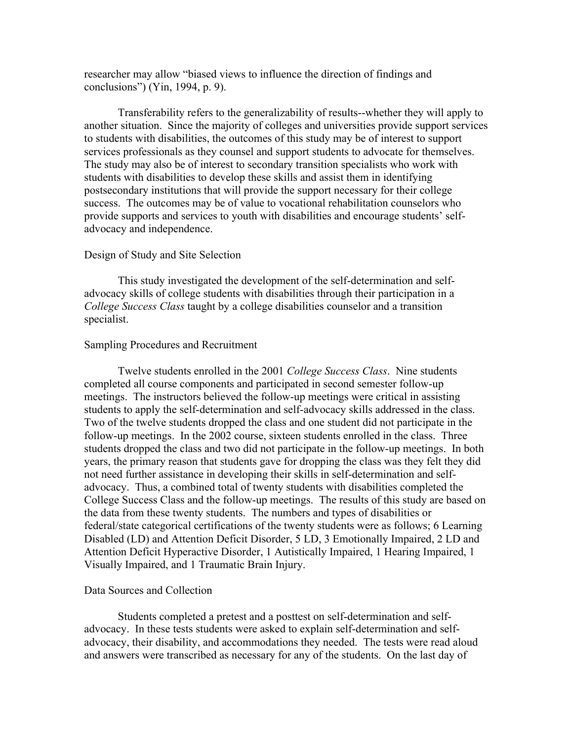researcher may allow "biased views to influence the direction of findings and conclusions") (Yin, 1994, p. 9).

Transferability refers to the generalizability of results--whether they will apply to another situation. Since the majority of colleges and universities provide support services to students with disabilities, the outcomes of this study may be of interest to support services professionals as they counsel and support students to advocate for themselves. The study may also be of interest to secondary transition specialists who work with students with disabilities to develop these skills and assist them in identifying postsecondary institutions that will provide the support necessary for their college success. The outcomes may be of value to vocational rehabilitation counselors who provide supports and services to youth with disabilities and encourage students' self-advocacy and independence.

## Design of Study and Site Selection

This study investigated the development of the self-determination and self-advocacy skills of college students with disabilities through their participation in a *College Success Class* taught by a college disabilities counselor and a transition specialist.

## Sampling Procedures and Recruitment

Twelve students enrolled in the 2001 *College Success Class*. Nine students completed all course components and participated in second semester follow-up meetings. The instructors believed the follow-up meetings were critical in assisting students to apply the self-determination and self-advocacy skills addressed in the class. Two of the twelve students dropped the class and one student did not participate in the follow-up meetings. In the 2002 course, sixteen students enrolled in the class. Three students dropped the class and two did not participate in the follow-up meetings. In both years, the primary reason that students gave for dropping the class was they felt they did not need further assistance in developing their skills in self-determination and self-advocacy. Thus, a combined total of twenty students with disabilities completed the College Success Class and the follow-up meetings. The results of this study are based on the data from these twenty students. The numbers and types of disabilities or federal/state categorical certifications of the twenty students were as follows; 6 Learning Disabled (LD) and Attention Deficit Disorder, 5 LD, 3 Emotionally Impaired, 2 LD and Attention Deficit Hyperactive Disorder, 1 Autistically Impaired, 1 Hearing Impaired, 1 Visually Impaired, and 1 Traumatic Brain Injury.

## Data Sources and Collection

Students completed a pretest and a posttest on self-determination and self-advocacy. In these tests students were asked to explain self-determination and self-advocacy, their disability, and accommodations they needed. The tests were read aloud and answers were transcribed as necessary for any of the students. On the last day of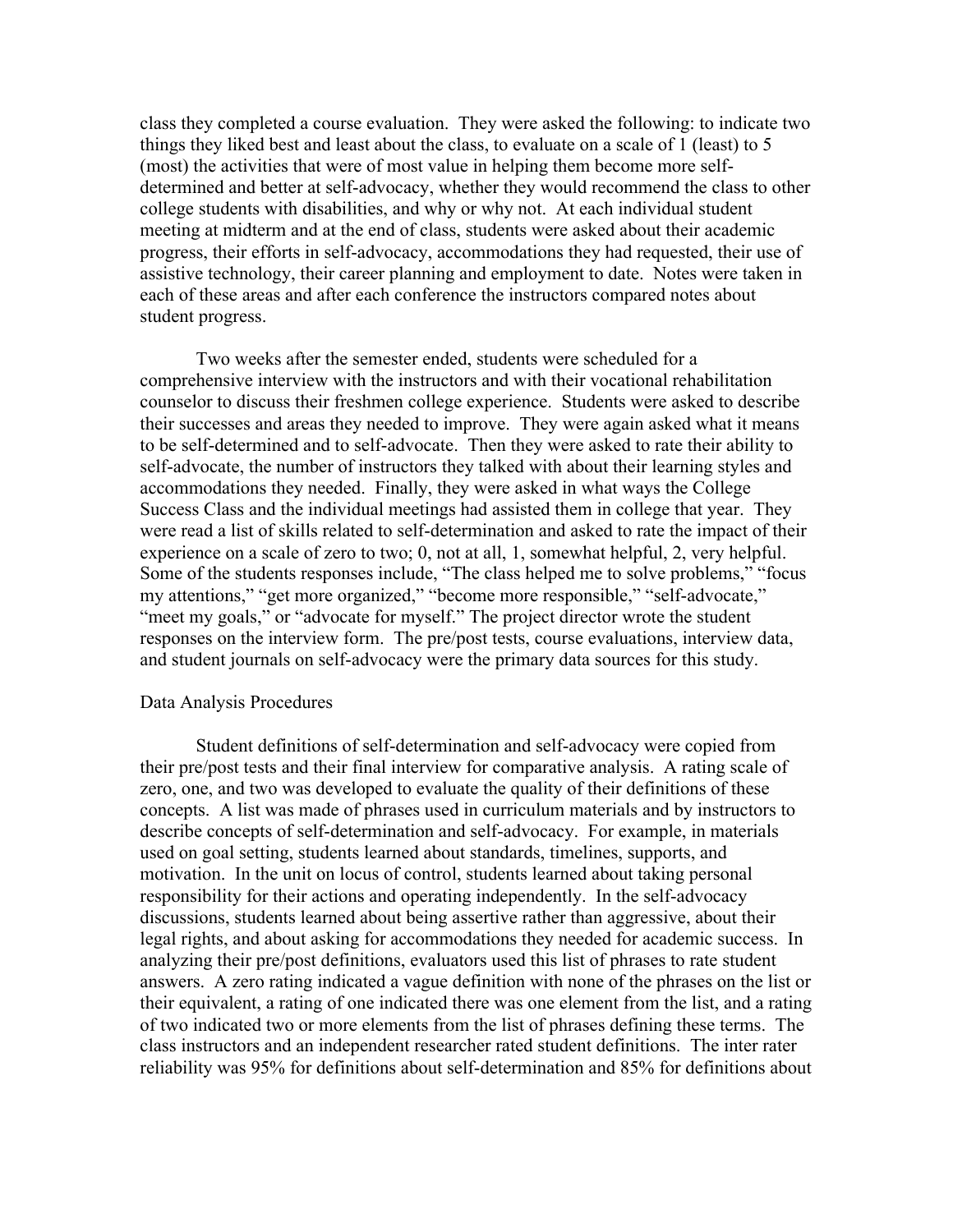class they completed a course evaluation. They were asked the following: to indicate two things they liked best and least about the class, to evaluate on a scale of 1 (least) to 5 (most) the activities that were of most value in helping them become more self-determined and better at self-advocacy, whether they would recommend the class to other college students with disabilities, and why or why not. At each individual student meeting at midterm and at the end of class, students were asked about their academic progress, their efforts in self-advocacy, accommodations they had requested, their use of assistive technology, their career planning and employment to date. Notes were taken in each of these areas and after each conference the instructors compared notes about student progress.

Two weeks after the semester ended, students were scheduled for a comprehensive interview with the instructors and with their vocational rehabilitation counselor to discuss their freshmen college experience. Students were asked to describe their successes and areas they needed to improve. They were again asked what it means to be self-determined and to self-advocate. Then they were asked to rate their ability to self-advocate, the number of instructors they talked with about their learning styles and accommodations they needed. Finally, they were asked in what ways the College Success Class and the individual meetings had assisted them in college that year. They were read a list of skills related to self-determination and asked to rate the impact of their experience on a scale of zero to two; 0, not at all, 1, somewhat helpful, 2, very helpful. Some of the students responses include, "The class helped me to solve problems," "focus my attentions," "get more organized," "become more responsible," "self-advocate," "meet my goals," or "advocate for myself." The project director wrote the student responses on the interview form. The pre/post tests, course evaluations, interview data, and student journals on self-advocacy were the primary data sources for this study.

## Data Analysis Procedures

Student definitions of self-determination and self-advocacy were copied from their pre/post tests and their final interview for comparative analysis. A rating scale of zero, one, and two was developed to evaluate the quality of their definitions of these concepts. A list was made of phrases used in curriculum materials and by instructors to describe concepts of self-determination and self-advocacy. For example, in materials used on goal setting, students learned about standards, timelines, supports, and motivation. In the unit on locus of control, students learned about taking personal responsibility for their actions and operating independently. In the self-advocacy discussions, students learned about being assertive rather than aggressive, about their legal rights, and about asking for accommodations they needed for academic success. In analyzing their pre/post definitions, evaluators used this list of phrases to rate student answers. A zero rating indicated a vague definition with none of the phrases on the list or their equivalent, a rating of one indicated there was one element from the list, and a rating of two indicated two or more elements from the list of phrases defining these terms. The class instructors and an independent researcher rated student definitions. The inter rater reliability was 95% for definitions about self-determination and 85% for definitions about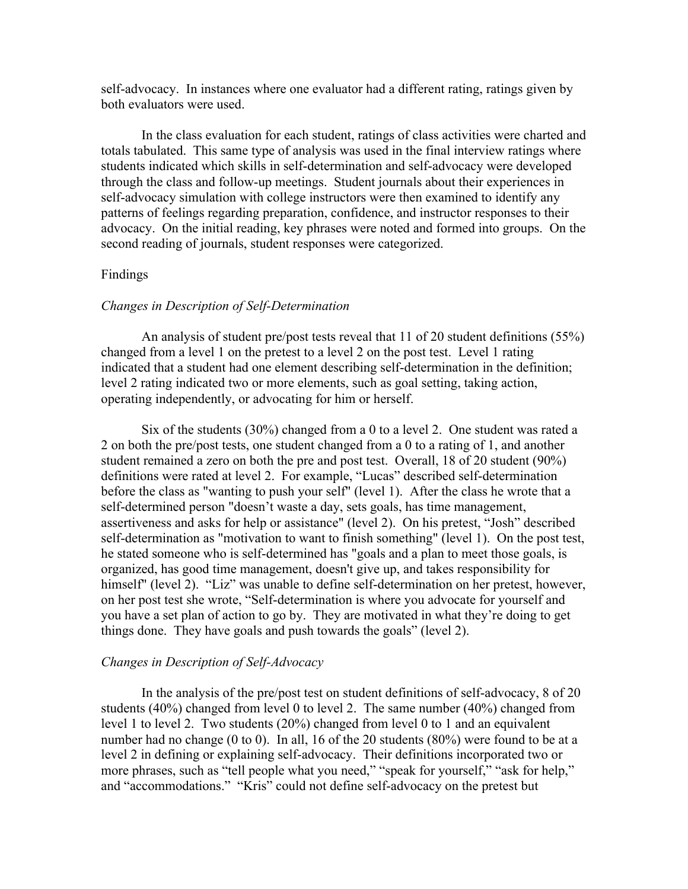self-advocacy. In instances where one evaluator had a different rating, ratings given by both evaluators were used.

In the class evaluation for each student, ratings of class activities were charted and totals tabulated. This same type of analysis was used in the final interview ratings where students indicated which skills in self-determination and self-advocacy were developed through the class and follow-up meetings. Student journals about their experiences in self-advocacy simulation with college instructors were then examined to identify any patterns of feelings regarding preparation, confidence, and instructor responses to their advocacy. On the initial reading, key phrases were noted and formed into groups. On the second reading of journals, student responses were categorized.

## Findings

### *Changes in Description of Self-Determination*

An analysis of student pre/post tests reveal that 11 of 20 student definitions (55%) changed from a level 1 on the pretest to a level 2 on the post test. Level 1 rating indicated that a student had one element describing self-determination in the definition; level 2 rating indicated two or more elements, such as goal setting, taking action, operating independently, or advocating for him or herself.

Six of the students (30%) changed from a 0 to a level 2. One student was rated a 2 on both the pre/post tests, one student changed from a 0 to a rating of 1, and another student remained a zero on both the pre and post test. Overall, 18 of 20 student (90%) definitions were rated at level 2. For example, "Lucas" described self-determination before the class as "wanting to push your self" (level 1). After the class he wrote that a self-determined person "doesn't waste a day, sets goals, has time management, assertiveness and asks for help or assistance" (level 2). On his pretest, "Josh" described self-determination as "motivation to want to finish something" (level 1). On the post test, he stated someone who is self-determined has "goals and a plan to meet those goals, is organized, has good time management, doesn't give up, and takes responsibility for himself" (level 2). "Liz" was unable to define self-determination on her pretest, however, on her post test she wrote, "Self-determination is where you advocate for yourself and you have a set plan of action to go by. They are motivated in what they're doing to get things done. They have goals and push towards the goals" (level 2).

### *Changes in Description of Self-Advocacy*

In the analysis of the pre/post test on student definitions of self-advocacy, 8 of 20 students (40%) changed from level 0 to level 2. The same number (40%) changed from level 1 to level 2. Two students (20%) changed from level 0 to 1 and an equivalent number had no change (0 to 0). In all, 16 of the 20 students (80%) were found to be at a level 2 in defining or explaining self-advocacy. Their definitions incorporated two or more phrases, such as "tell people what you need," "speak for yourself," "ask for help," and "accommodations." "Kris" could not define self-advocacy on the pretest but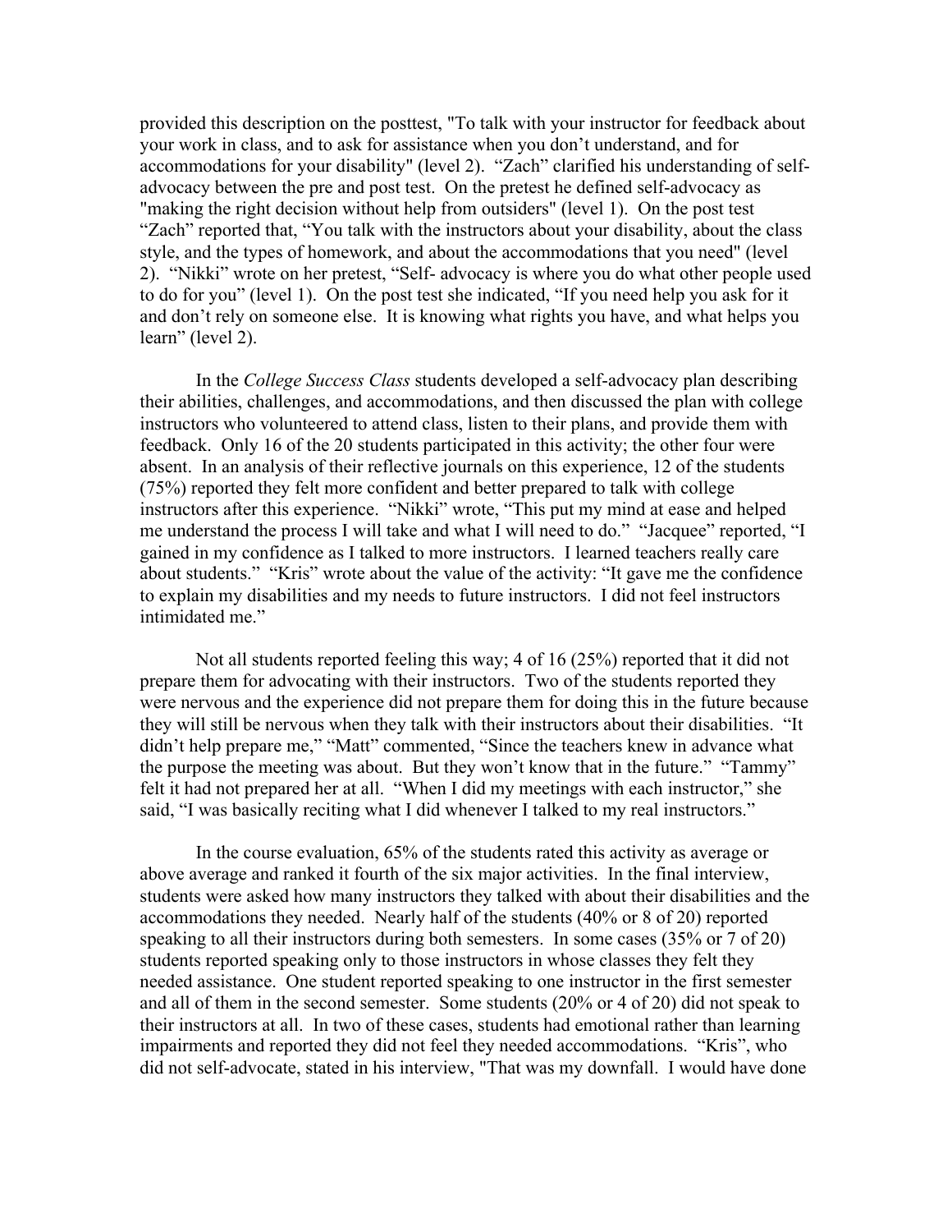provided this description on the posttest, "To talk with your instructor for feedback about your work in class, and to ask for assistance when you don't understand, and for accommodations for your disability" (level 2). "Zach" clarified his understanding of self-advocacy between the pre and post test. On the pretest he defined self-advocacy as "making the right decision without help from outsiders" (level 1). On the post test "Zach" reported that, "You talk with the instructors about your disability, about the class style, and the types of homework, and about the accommodations that you need" (level 2). "Nikki" wrote on her pretest, "Self- advocacy is where you do what other people used to do for you" (level 1). On the post test she indicated, "If you need help you ask for it and don't rely on someone else. It is knowing what rights you have, and what helps you learn" (level 2).

In the *College Success Class* students developed a self-advocacy plan describing their abilities, challenges, and accommodations, and then discussed the plan with college instructors who volunteered to attend class, listen to their plans, and provide them with feedback. Only 16 of the 20 students participated in this activity; the other four were absent. In an analysis of their reflective journals on this experience, 12 of the students (75%) reported they felt more confident and better prepared to talk with college instructors after this experience. "Nikki" wrote, "This put my mind at ease and helped me understand the process I will take and what I will need to do." "Jacquee" reported, "I gained in my confidence as I talked to more instructors. I learned teachers really care about students." "Kris" wrote about the value of the activity: "It gave me the confidence to explain my disabilities and my needs to future instructors. I did not feel instructors intimidated me."

Not all students reported feeling this way; 4 of 16 (25%) reported that it did not prepare them for advocating with their instructors. Two of the students reported they were nervous and the experience did not prepare them for doing this in the future because they will still be nervous when they talk with their instructors about their disabilities. "It didn't help prepare me," "Matt" commented, "Since the teachers knew in advance what the purpose the meeting was about. But they won't know that in the future." "Tammy" felt it had not prepared her at all. "When I did my meetings with each instructor," she said, "I was basically reciting what I did whenever I talked to my real instructors."

In the course evaluation, 65% of the students rated this activity as average or above average and ranked it fourth of the six major activities. In the final interview, students were asked how many instructors they talked with about their disabilities and the accommodations they needed. Nearly half of the students (40% or 8 of 20) reported speaking to all their instructors during both semesters. In some cases (35% or 7 of 20) students reported speaking only to those instructors in whose classes they felt they needed assistance. One student reported speaking to one instructor in the first semester and all of them in the second semester. Some students (20% or 4 of 20) did not speak to their instructors at all. In two of these cases, students had emotional rather than learning impairments and reported they did not feel they needed accommodations. "Kris", who did not self-advocate, stated in his interview, "That was my downfall. I would have done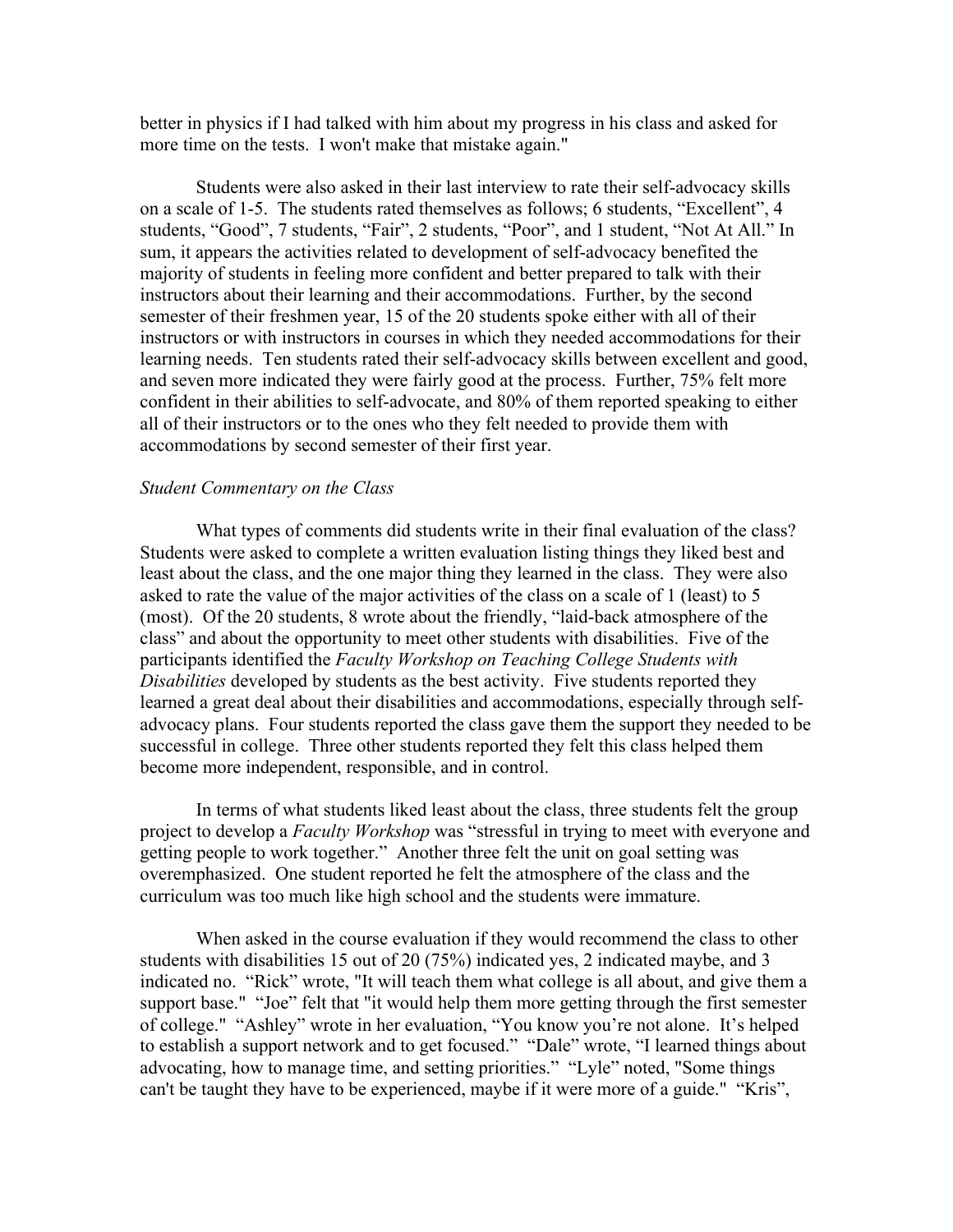better in physics if I had talked with him about my progress in his class and asked for more time on the tests. I won't make that mistake again."

Students were also asked in their last interview to rate their self-advocacy skills on a scale of 1-5. The students rated themselves as follows; 6 students, "Excellent", 4 students, "Good", 7 students, "Fair", 2 students, "Poor", and 1 student, "Not At All." In sum, it appears the activities related to development of self-advocacy benefited the majority of students in feeling more confident and better prepared to talk with their instructors about their learning and their accommodations. Further, by the second semester of their freshmen year, 15 of the 20 students spoke either with all of their instructors or with instructors in courses in which they needed accommodations for their learning needs. Ten students rated their self-advocacy skills between excellent and good, and seven more indicated they were fairly good at the process. Further, 75% felt more confident in their abilities to self-advocate, and 80% of them reported speaking to either all of their instructors or to the ones who they felt needed to provide them with accommodations by second semester of their first year.

*Student Commentary on the Class*

What types of comments did students write in their final evaluation of the class? Students were asked to complete a written evaluation listing things they liked best and least about the class, and the one major thing they learned in the class. They were also asked to rate the value of the major activities of the class on a scale of 1 (least) to 5 (most). Of the 20 students, 8 wrote about the friendly, "laid-back atmosphere of the class" and about the opportunity to meet other students with disabilities. Five of the participants identified the *Faculty Workshop on Teaching College Students with Disabilities* developed by students as the best activity. Five students reported they learned a great deal about their disabilities and accommodations, especially through self-advocacy plans. Four students reported the class gave them the support they needed to be successful in college. Three other students reported they felt this class helped them become more independent, responsible, and in control.

In terms of what students liked least about the class, three students felt the group project to develop a *Faculty Workshop* was "stressful in trying to meet with everyone and getting people to work together." Another three felt the unit on goal setting was overemphasized. One student reported he felt the atmosphere of the class and the curriculum was too much like high school and the students were immature.

When asked in the course evaluation if they would recommend the class to other students with disabilities 15 out of 20 (75%) indicated yes, 2 indicated maybe, and 3 indicated no. "Rick" wrote, "It will teach them what college is all about, and give them a support base." "Joe" felt that "it would help them more getting through the first semester of college." "Ashley" wrote in her evaluation, "You know you're not alone. It's helped to establish a support network and to get focused." "Dale" wrote, "I learned things about advocating, how to manage time, and setting priorities." "Lyle" noted, "Some things can't be taught they have to be experienced, maybe if it were more of a guide." "Kris",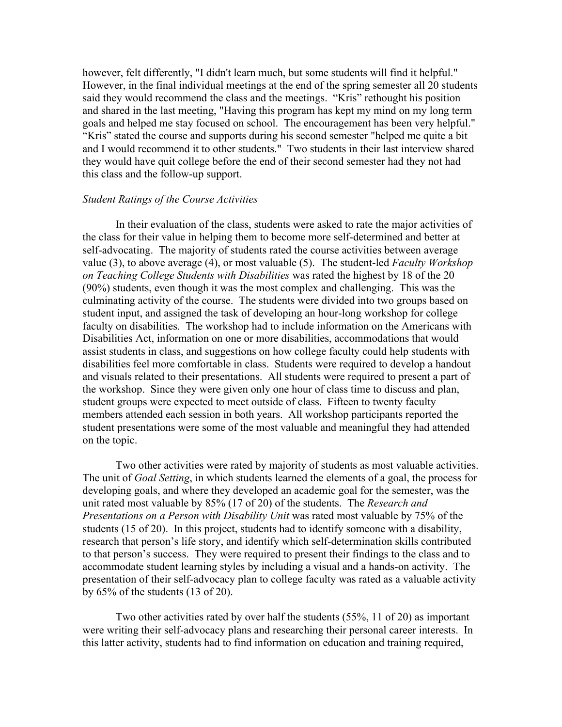however, felt differently, "I didn't learn much, but some students will find it helpful." However, in the final individual meetings at the end of the spring semester all 20 students said they would recommend the class and the meetings. "Kris" rethought his position and shared in the last meeting, "Having this program has kept my mind on my long term goals and helped me stay focused on school. The encouragement has been very helpful." "Kris" stated the course and supports during his second semester "helped me quite a bit and I would recommend it to other students." Two students in their last interview shared they would have quit college before the end of their second semester had they not had this class and the follow-up support.

*Student Ratings of the Course Activities*

In their evaluation of the class, students were asked to rate the major activities of the class for their value in helping them to become more self-determined and better at self-advocating. The majority of students rated the course activities between average value (3), to above average (4), or most valuable (5). The student-led *Faculty Workshop on Teaching College Students with Disabilities* was rated the highest by 18 of the 20 (90%) students, even though it was the most complex and challenging. This was the culminating activity of the course. The students were divided into two groups based on student input, and assigned the task of developing an hour-long workshop for college faculty on disabilities. The workshop had to include information on the Americans with Disabilities Act, information on one or more disabilities, accommodations that would assist students in class, and suggestions on how college faculty could help students with disabilities feel more comfortable in class. Students were required to develop a handout and visuals related to their presentations. All students were required to present a part of the workshop. Since they were given only one hour of class time to discuss and plan, student groups were expected to meet outside of class. Fifteen to twenty faculty members attended each session in both years. All workshop participants reported the student presentations were some of the most valuable and meaningful they had attended on the topic.

Two other activities were rated by majority of students as most valuable activities. The unit of *Goal Setting*, in which students learned the elements of a goal, the process for developing goals, and where they developed an academic goal for the semester, was the unit rated most valuable by 85% (17 of 20) of the students. The *Research and Presentations on a Person with Disability Unit* was rated most valuable by 75% of the students (15 of 20). In this project, students had to identify someone with a disability, research that person's life story, and identify which self-determination skills contributed to that person's success. They were required to present their findings to the class and to accommodate student learning styles by including a visual and a hands-on activity. The presentation of their self-advocacy plan to college faculty was rated as a valuable activity by 65% of the students (13 of 20).

Two other activities rated by over half the students (55%, 11 of 20) as important were writing their self-advocacy plans and researching their personal career interests. In this latter activity, students had to find information on education and training required,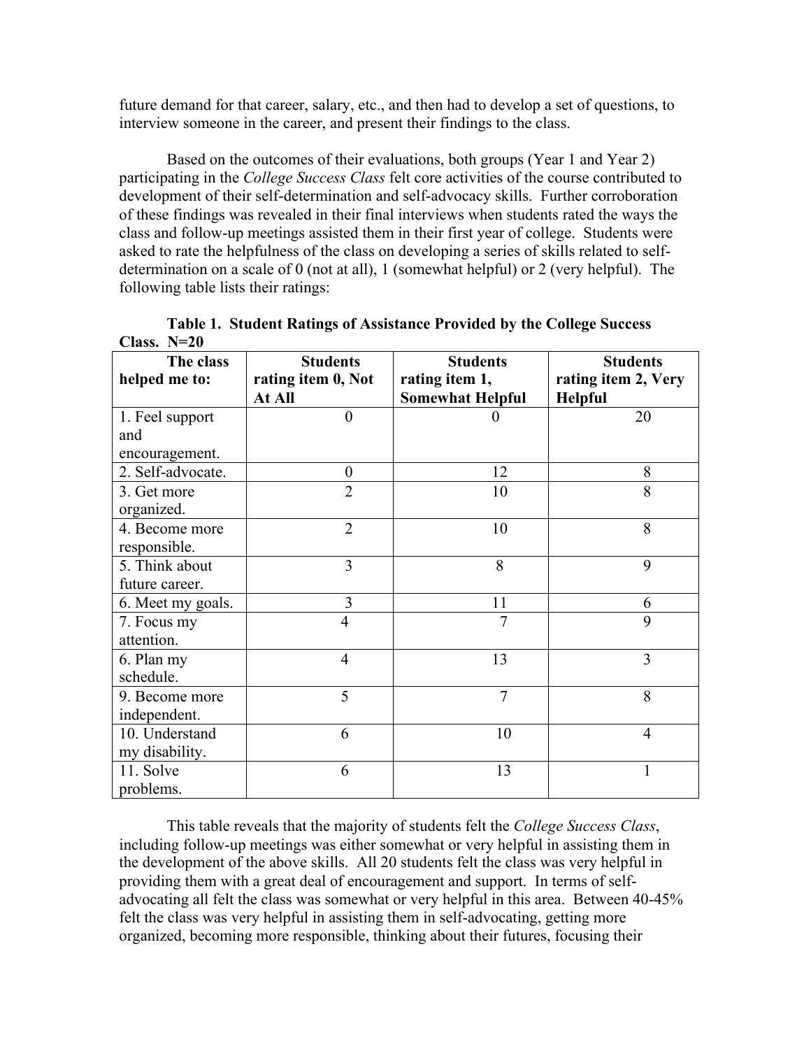future demand for that career, salary, etc., and then had to develop a set of questions, to interview someone in the career, and present their findings to the class.

Based on the outcomes of their evaluations, both groups (Year 1 and Year 2) participating in the *College Success Class* felt core activities of the course contributed to development of their self-determination and self-advocacy skills. Further corroboration of these findings was revealed in their final interviews when students rated the ways the class and follow-up meetings assisted them in their first year of college. Students were asked to rate the helpfulness of the class on developing a series of skills related to self-determination on a scale of 0 (not at all), 1 (somewhat helpful) or 2 (very helpful). The following table lists their ratings:

**Table 1. Student Ratings of Assistance Provided by the College Success Class. N=20**

| The class helped me to: | Students rating item 0, Not At All | Students rating item 1, Somewhat Helpful | Students rating item 2, Very Helpful |
|---|---|---|---|
| 1. Feel support and encouragement. | 0 | 0 | 20 |
| 2. Self-advocate. | 0 | 12 | 8 |
| 3. Get more organized. | 2 | 10 | 8 |
| 4. Become more responsible. | 2 | 10 | 8 |
| 5. Think about future career. | 3 | 8 | 9 |
| 6. Meet my goals. | 3 | 11 | 6 |
| 7. Focus my attention. | 4 | 7 | 9 |
| 6. Plan my schedule. | 4 | 13 | 3 |
| 9. Become more independent. | 5 | 7 | 8 |
| 10. Understand my disability. | 6 | 10 | 4 |
| 11. Solve problems. | 6 | 13 | 1 |

This table reveals that the majority of students felt the *College Success Class*, including follow-up meetings was either somewhat or very helpful in assisting them in the development of the above skills. All 20 students felt the class was very helpful in providing them with a great deal of encouragement and support. In terms of self-advocating all felt the class was somewhat or very helpful in this area. Between 40-45% felt the class was very helpful in assisting them in self-advocating, getting more organized, becoming more responsible, thinking about their futures, focusing their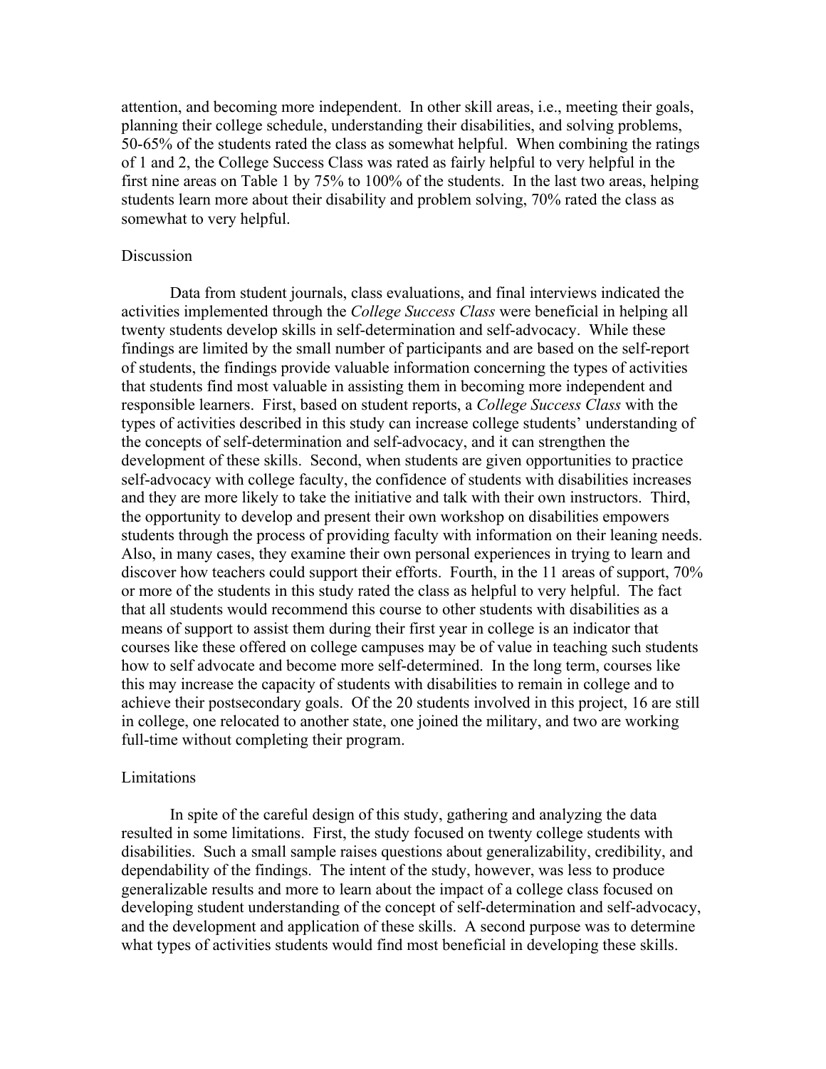attention, and becoming more independent. In other skill areas, i.e., meeting their goals, planning their college schedule, understanding their disabilities, and solving problems, 50-65% of the students rated the class as somewhat helpful. When combining the ratings of 1 and 2, the College Success Class was rated as fairly helpful to very helpful in the first nine areas on Table 1 by 75% to 100% of the students. In the last two areas, helping students learn more about their disability and problem solving, 70% rated the class as somewhat to very helpful.

## Discussion

Data from student journals, class evaluations, and final interviews indicated the activities implemented through the *College Success Class* were beneficial in helping all twenty students develop skills in self-determination and self-advocacy. While these findings are limited by the small number of participants and are based on the self-report of students, the findings provide valuable information concerning the types of activities that students find most valuable in assisting them in becoming more independent and responsible learners. First, based on student reports, a *College Success Class* with the types of activities described in this study can increase college students' understanding of the concepts of self-determination and self-advocacy, and it can strengthen the development of these skills. Second, when students are given opportunities to practice self-advocacy with college faculty, the confidence of students with disabilities increases and they are more likely to take the initiative and talk with their own instructors. Third, the opportunity to develop and present their own workshop on disabilities empowers students through the process of providing faculty with information on their leaning needs. Also, in many cases, they examine their own personal experiences in trying to learn and discover how teachers could support their efforts. Fourth, in the 11 areas of support, 70% or more of the students in this study rated the class as helpful to very helpful. The fact that all students would recommend this course to other students with disabilities as a means of support to assist them during their first year in college is an indicator that courses like these offered on college campuses may be of value in teaching such students how to self advocate and become more self-determined. In the long term, courses like this may increase the capacity of students with disabilities to remain in college and to achieve their postsecondary goals. Of the 20 students involved in this project, 16 are still in college, one relocated to another state, one joined the military, and two are working full-time without completing their program.

## Limitations

In spite of the careful design of this study, gathering and analyzing the data resulted in some limitations. First, the study focused on twenty college students with disabilities. Such a small sample raises questions about generalizability, credibility, and dependability of the findings. The intent of the study, however, was less to produce generalizable results and more to learn about the impact of a college class focused on developing student understanding of the concept of self-determination and self-advocacy, and the development and application of these skills. A second purpose was to determine what types of activities students would find most beneficial in developing these skills.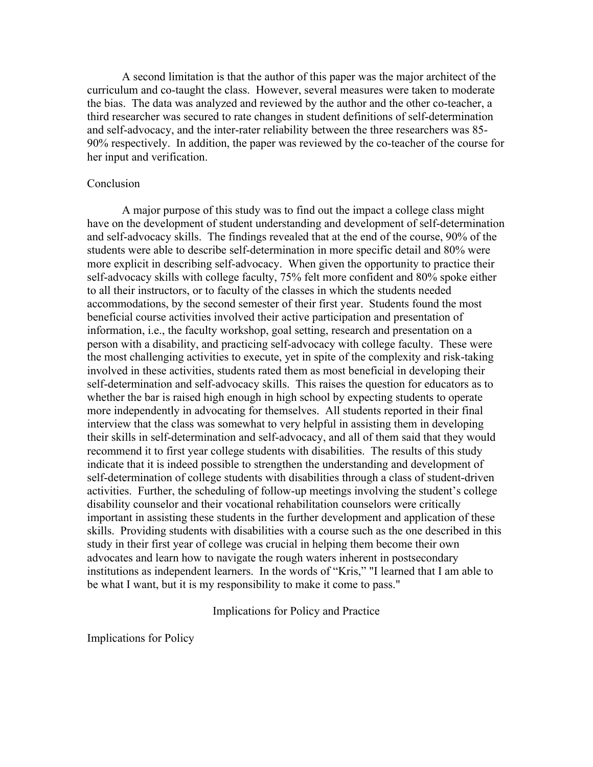A second limitation is that the author of this paper was the major architect of the curriculum and co-taught the class. However, several measures were taken to moderate the bias. The data was analyzed and reviewed by the author and the other co-teacher, a third researcher was secured to rate changes in student definitions of self-determination and self-advocacy, and the inter-rater reliability between the three researchers was 85-90% respectively. In addition, the paper was reviewed by the co-teacher of the course for her input and verification.

## Conclusion

A major purpose of this study was to find out the impact a college class might have on the development of student understanding and development of self-determination and self-advocacy skills. The findings revealed that at the end of the course, 90% of the students were able to describe self-determination in more specific detail and 80% were more explicit in describing self-advocacy. When given the opportunity to practice their self-advocacy skills with college faculty, 75% felt more confident and 80% spoke either to all their instructors, or to faculty of the classes in which the students needed accommodations, by the second semester of their first year. Students found the most beneficial course activities involved their active participation and presentation of information, i.e., the faculty workshop, goal setting, research and presentation on a person with a disability, and practicing self-advocacy with college faculty. These were the most challenging activities to execute, yet in spite of the complexity and risk-taking involved in these activities, students rated them as most beneficial in developing their self-determination and self-advocacy skills. This raises the question for educators as to whether the bar is raised high enough in high school by expecting students to operate more independently in advocating for themselves. All students reported in their final interview that the class was somewhat to very helpful in assisting them in developing their skills in self-determination and self-advocacy, and all of them said that they would recommend it to first year college students with disabilities. The results of this study indicate that it is indeed possible to strengthen the understanding and development of self-determination of college students with disabilities through a class of student-driven activities. Further, the scheduling of follow-up meetings involving the student's college disability counselor and their vocational rehabilitation counselors were critically important in assisting these students in the further development and application of these skills. Providing students with disabilities with a course such as the one described in this study in their first year of college was crucial in helping them become their own advocates and learn how to navigate the rough waters inherent in postsecondary institutions as independent learners. In the words of "Kris," "I learned that I am able to be what I want, but it is my responsibility to make it come to pass."

# Implications for Policy and Practice

## Implications for Policy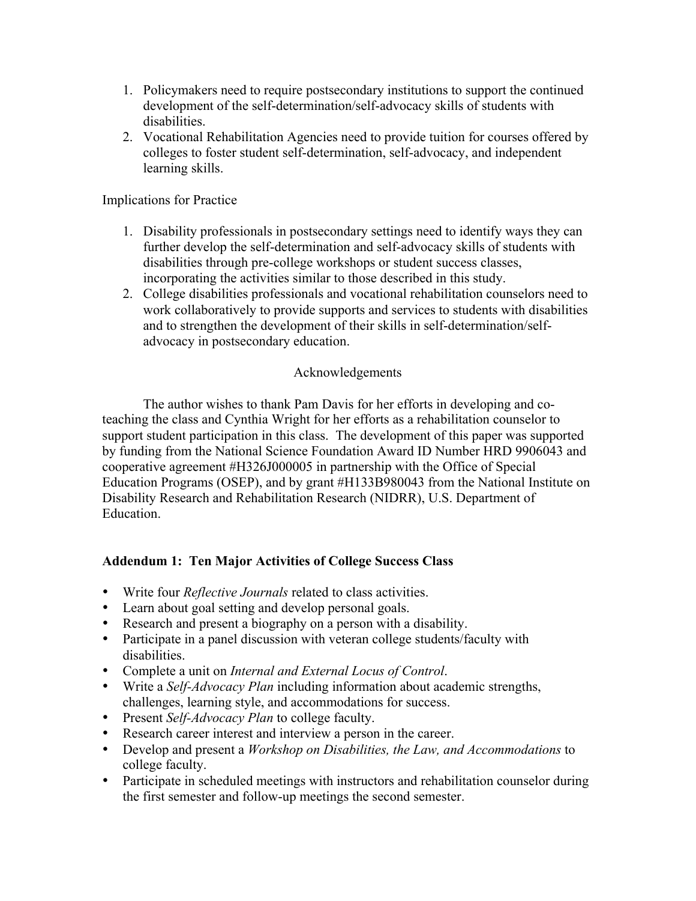1. Policymakers need to require postsecondary institutions to support the continued development of the self-determination/self-advocacy skills of students with disabilities.
2. Vocational Rehabilitation Agencies need to provide tuition for courses offered by colleges to foster student self-determination, self-advocacy, and independent learning skills.

Implications for Practice

1. Disability professionals in postsecondary settings need to identify ways they can further develop the self-determination and self-advocacy skills of students with disabilities through pre-college workshops or student success classes, incorporating the activities similar to those described in this study.
2. College disabilities professionals and vocational rehabilitation counselors need to work collaboratively to provide supports and services to students with disabilities and to strengthen the development of their skills in self-determination/self-advocacy in postsecondary education.

## Acknowledgements

The author wishes to thank Pam Davis for her efforts in developing and co-teaching the class and Cynthia Wright for her efforts as a rehabilitation counselor to support student participation in this class. The development of this paper was supported by funding from the National Science Foundation Award ID Number HRD 9906043 and cooperative agreement #H326J000005 in partnership with the Office of Special Education Programs (OSEP), and by grant #H133B980043 from the National Institute on Disability Research and Rehabilitation Research (NIDRR), U.S. Department of Education.

## Addendum 1: Ten Major Activities of College Success Class

- Write four *Reflective Journals* related to class activities.
- Learn about goal setting and develop personal goals.
- Research and present a biography on a person with a disability.
- Participate in a panel discussion with veteran college students/faculty with disabilities.
- Complete a unit on *Internal and External Locus of Control*.
- Write a *Self-Advocacy Plan* including information about academic strengths, challenges, learning style, and accommodations for success.
- Present *Self-Advocacy Plan* to college faculty.
- Research career interest and interview a person in the career.
- Develop and present a *Workshop on Disabilities, the Law, and Accommodations* to college faculty.
- Participate in scheduled meetings with instructors and rehabilitation counselor during the first semester and follow-up meetings the second semester.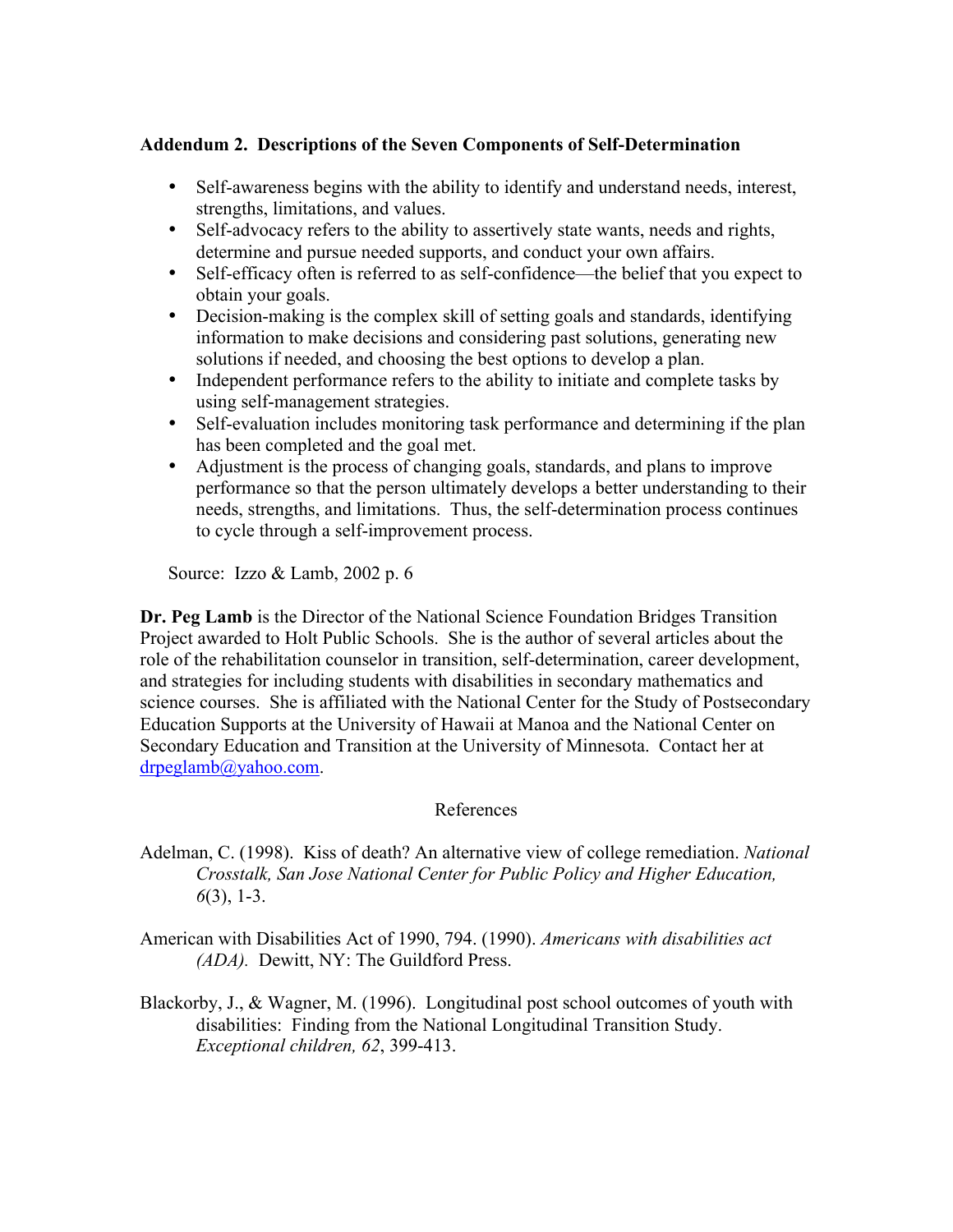**Addendum 2. Descriptions of the Seven Components of Self-Determination**

- Self-awareness begins with the ability to identify and understand needs, interest, strengths, limitations, and values.
- Self-advocacy refers to the ability to assertively state wants, needs and rights, determine and pursue needed supports, and conduct your own affairs.
- Self-efficacy often is referred to as self-confidence—the belief that you expect to obtain your goals.
- Decision-making is the complex skill of setting goals and standards, identifying information to make decisions and considering past solutions, generating new solutions if needed, and choosing the best options to develop a plan.
- Independent performance refers to the ability to initiate and complete tasks by using self-management strategies.
- Self-evaluation includes monitoring task performance and determining if the plan has been completed and the goal met.
- Adjustment is the process of changing goals, standards, and plans to improve performance so that the person ultimately develops a better understanding to their needs, strengths, and limitations. Thus, the self-determination process continues to cycle through a self-improvement process.

Source: Izzo & Lamb, 2002 p. 6

**Dr. Peg Lamb** is the Director of the National Science Foundation Bridges Transition Project awarded to Holt Public Schools. She is the author of several articles about the role of the rehabilitation counselor in transition, self-determination, career development, and strategies for including students with disabilities in secondary mathematics and science courses. She is affiliated with the National Center for the Study of Postsecondary Education Supports at the University of Hawaii at Manoa and the National Center on Secondary Education and Transition at the University of Minnesota. Contact her at drpeglamb@yahoo.com.

## References

Adelman, C. (1998). Kiss of death? An alternative view of college remediation. *National Crosstalk, San Jose National Center for Public Policy and Higher Education, 6*(3), 1-3.

American with Disabilities Act of 1990, 794. (1990). *Americans with disabilities act (ADA).* Dewitt, NY: The Guildford Press.

Blackorby, J., & Wagner, M. (1996). Longitudinal post school outcomes of youth with disabilities: Finding from the National Longitudinal Transition Study. *Exceptional children, 62*, 399-413.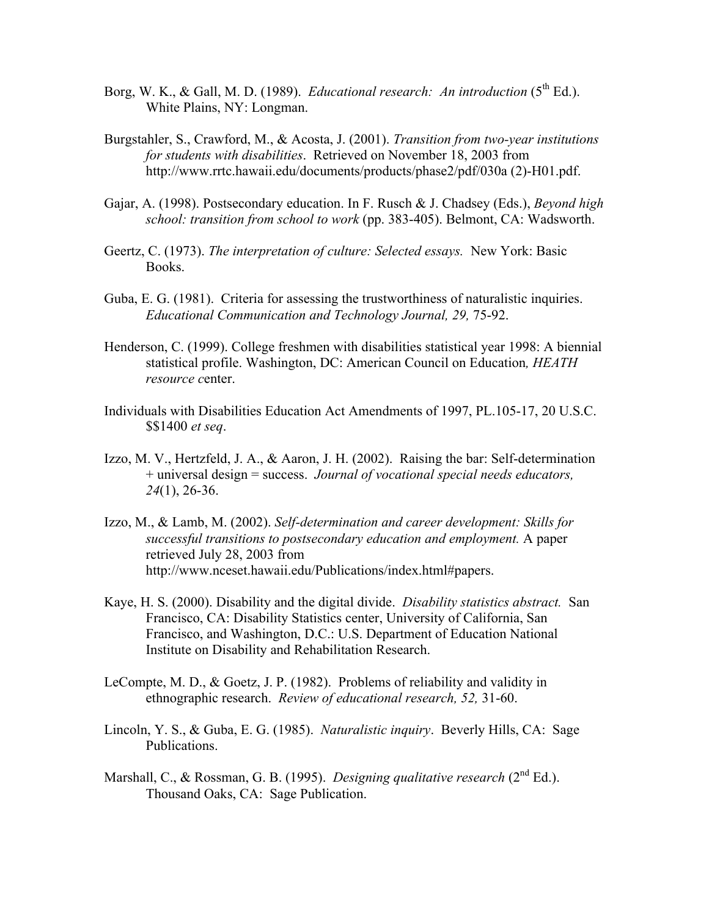Borg, W. K., & Gall, M. D. (1989). *Educational research: An introduction* (5th Ed.). White Plains, NY: Longman.

Burgstahler, S., Crawford, M., & Acosta, J. (2001). *Transition from two-year institutions for students with disabilities*. Retrieved on November 18, 2003 from http://www.rrtc.hawaii.edu/documents/products/phase2/pdf/030a (2)-H01.pdf.

Gajar, A. (1998). Postsecondary education. In F. Rusch & J. Chadsey (Eds.), *Beyond high school: transition from school to work* (pp. 383-405). Belmont, CA: Wadsworth.

Geertz, C. (1973). *The interpretation of culture: Selected essays.* New York: Basic Books.

Guba, E. G. (1981). Criteria for assessing the trustworthiness of naturalistic inquiries. *Educational Communication and Technology Journal, 29,* 75-92.

Henderson, C. (1999). College freshmen with disabilities statistical year 1998: A biennial statistical profile. Washington, DC: American Council on Education*, HEATH resource c*enter.

Individuals with Disabilities Education Act Amendments of 1997, PL.105-17, 20 U.S.C. $$1400 *et seq*.

Izzo, M. V., Hertzfeld, J. A., & Aaron, J. H. (2002). Raising the bar: Self-determination + universal design = success. *Journal of vocational special needs educators, 24*(1), 26-36.

Izzo, M., & Lamb, M. (2002). *Self-determination and career development: Skills for successful transitions to postsecondary education and employment.* A paper retrieved July 28, 2003 from http://www.nceset.hawaii.edu/Publications/index.html#papers.

Kaye, H. S. (2000). Disability and the digital divide. *Disability statistics abstract.* San Francisco, CA: Disability Statistics center, University of California, San Francisco, and Washington, D.C.: U.S. Department of Education National Institute on Disability and Rehabilitation Research.

LeCompte, M. D., & Goetz, J. P. (1982). Problems of reliability and validity in ethnographic research. *Review of educational research, 52,* 31-60.

Lincoln, Y. S., & Guba, E. G. (1985). *Naturalistic inquiry*. Beverly Hills, CA: Sage Publications.

Marshall, C., & Rossman, G. B. (1995). *Designing qualitative research* (2nd Ed.). Thousand Oaks, CA: Sage Publication.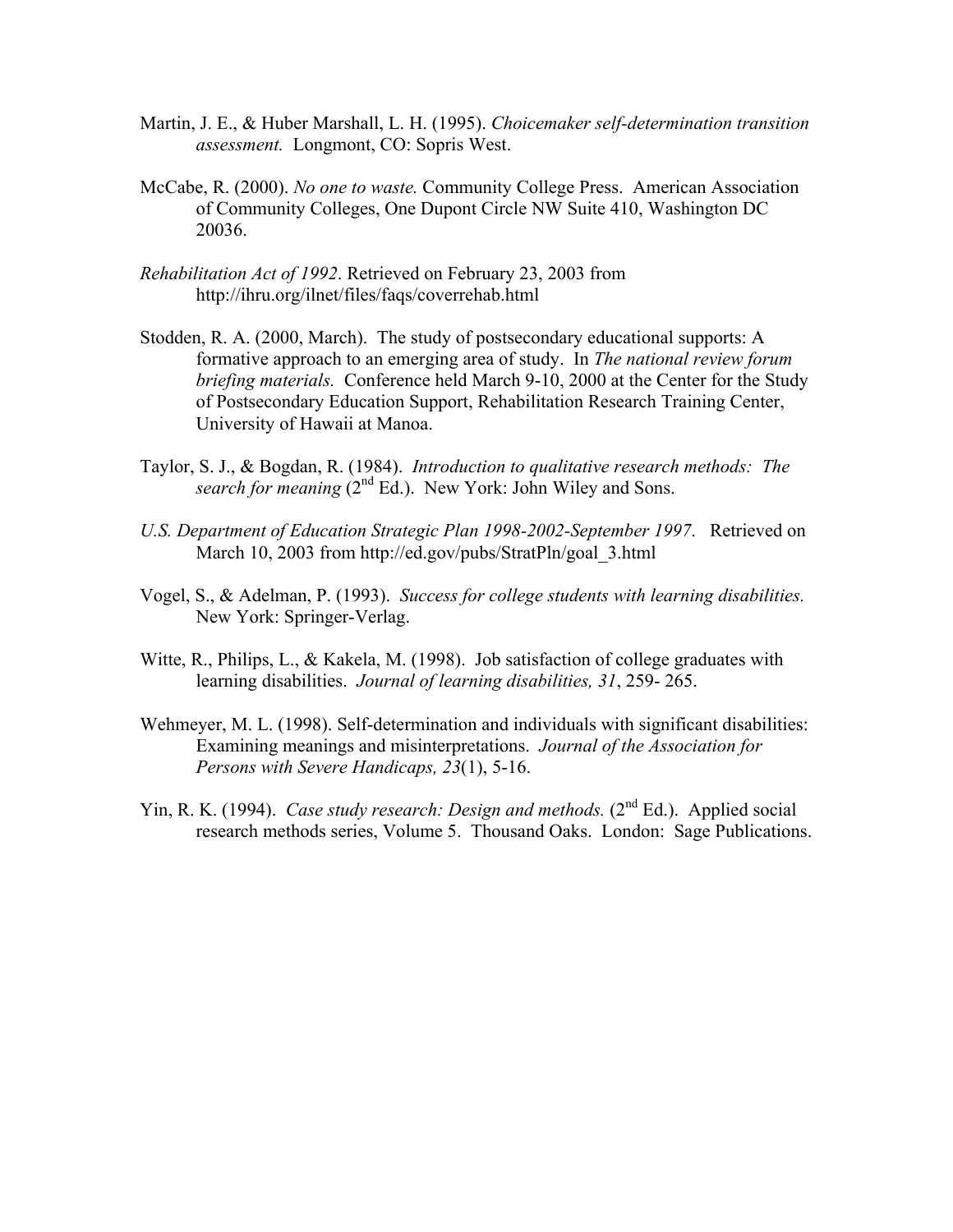Martin, J. E., & Huber Marshall, L. H. (1995). *Choicemaker self-determination transition assessment.* Longmont, CO: Sopris West.

McCabe, R. (2000). *No one to waste.* Community College Press. American Association of Community Colleges, One Dupont Circle NW Suite 410, Washington DC 20036.

*Rehabilitation Act of 1992*. Retrieved on February 23, 2003 from http://ihru.org/ilnet/files/faqs/coverrehab.html

Stodden, R. A. (2000, March). The study of postsecondary educational supports: A formative approach to an emerging area of study. In *The national review forum briefing materials.* Conference held March 9-10, 2000 at the Center for the Study of Postsecondary Education Support, Rehabilitation Research Training Center, University of Hawaii at Manoa.

Taylor, S. J., & Bogdan, R. (1984). *Introduction to qualitative research methods: The search for meaning* (2nd Ed.). New York: John Wiley and Sons.

*U.S. Department of Education Strategic Plan 1998-2002-September 1997*. Retrieved on March 10, 2003 from http://ed.gov/pubs/StratPln/goal_3.html

Vogel, S., & Adelman, P. (1993). *Success for college students with learning disabilities.* New York: Springer-Verlag.

Witte, R., Philips, L., & Kakela, M. (1998). Job satisfaction of college graduates with learning disabilities. *Journal of learning disabilities, 31*, 259- 265.

Wehmeyer, M. L. (1998). Self-determination and individuals with significant disabilities: Examining meanings and misinterpretations. *Journal of the Association for Persons with Severe Handicaps, 23*(1), 5-16.

Yin, R. K. (1994). *Case study research: Design and methods.* (2nd Ed.). Applied social research methods series, Volume 5. Thousand Oaks. London: Sage Publications.